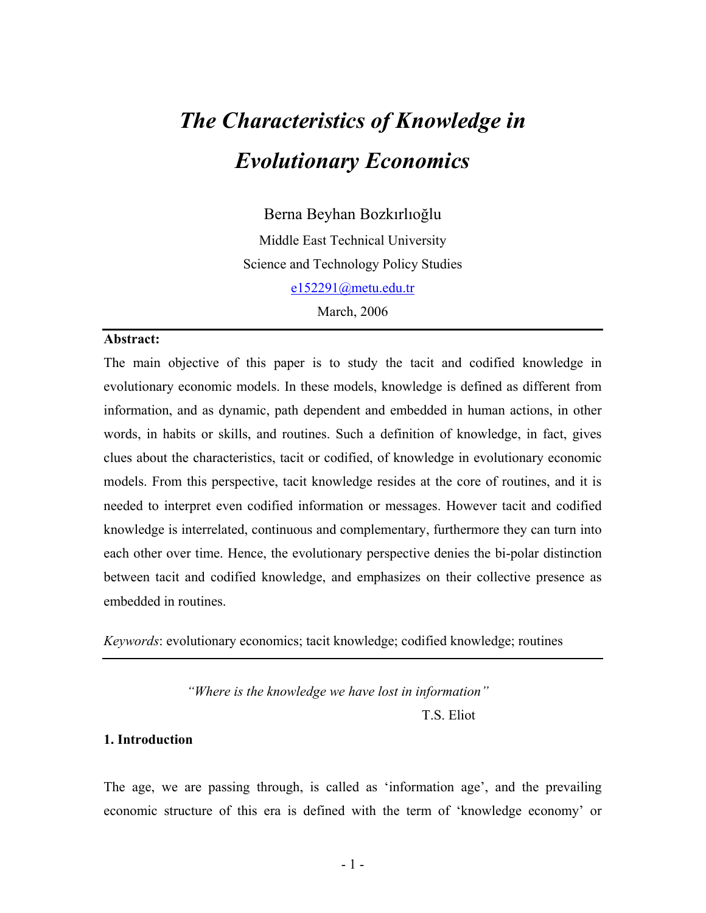# *The Characteristics of Knowledge in Evolutionary Economics*

Berna Beyhan Bozkırlıoğlu

Middle East Technical University

Science and Technology Policy Studies

e152291@metu.edu.tr

March, 2006

---

**Abstract:**

The main objective of this paper is to study the tacit and codified knowledge in evolutionary economic models. In these models, knowledge is defined as different from information, and as dynamic, path dependent and embedded in human actions, in other words, in habits or skills, and routines. Such a definition of knowledge, in fact, gives clues about the characteristics, tacit or codified, of knowledge in evolutionary economic models. From this perspective, tacit knowledge resides at the core of routines, and it is needed to interpret even codified information or messages. However tacit and codified knowledge is interrelated, continuous and complementary, furthermore they can turn into each other over time. Hence, the evolutionary perspective denies the bi-polar distinction between tacit and codified knowledge, and emphasizes on their collective presence as embedded in routines.

*Keywords*: evolutionary economics; tacit knowledge; codified knowledge; routines

---

*"Where is the knowledge we have lost in information"*

T.S. Eliot

## 1. Introduction

The age, we are passing through, is called as 'information age', and the prevailing economic structure of this era is defined with the term of 'knowledge economy' or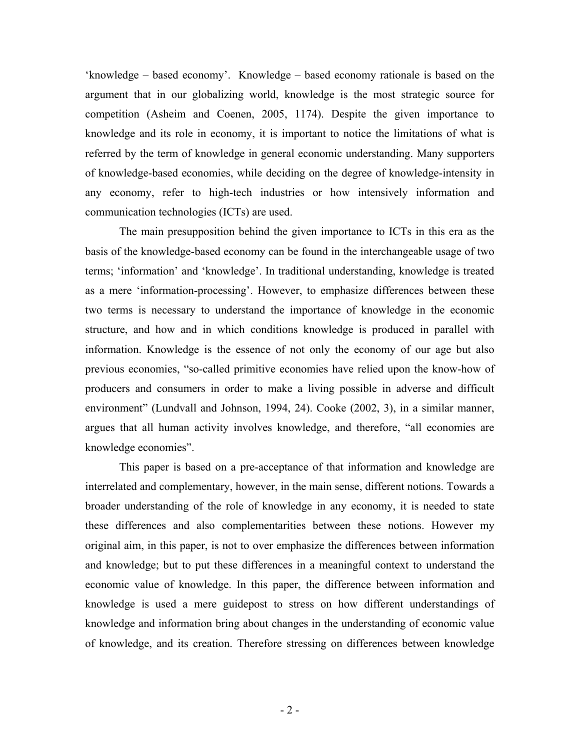'knowledge – based economy'. Knowledge – based economy rationale is based on the argument that in our globalizing world, knowledge is the most strategic source for competition (Asheim and Coenen, 2005, 1174). Despite the given importance to knowledge and its role in economy, it is important to notice the limitations of what is referred by the term of knowledge in general economic understanding. Many supporters of knowledge-based economies, while deciding on the degree of knowledge-intensity in any economy, refer to high-tech industries or how intensively information and communication technologies (ICTs) are used.

The main presupposition behind the given importance to ICTs in this era as the basis of the knowledge-based economy can be found in the interchangeable usage of two terms; 'information' and 'knowledge'. In traditional understanding, knowledge is treated as a mere 'information-processing'. However, to emphasize differences between these two terms is necessary to understand the importance of knowledge in the economic structure, and how and in which conditions knowledge is produced in parallel with information. Knowledge is the essence of not only the economy of our age but also previous economies, "so-called primitive economies have relied upon the know-how of producers and consumers in order to make a living possible in adverse and difficult environment" (Lundvall and Johnson, 1994, 24). Cooke (2002, 3), in a similar manner, argues that all human activity involves knowledge, and therefore, "all economies are knowledge economies".

This paper is based on a pre-acceptance of that information and knowledge are interrelated and complementary, however, in the main sense, different notions. Towards a broader understanding of the role of knowledge in any economy, it is needed to state these differences and also complementarities between these notions. However my original aim, in this paper, is not to over emphasize the differences between information and knowledge; but to put these differences in a meaningful context to understand the economic value of knowledge. In this paper, the difference between information and knowledge is used a mere guidepost to stress on how different understandings of knowledge and information bring about changes in the understanding of economic value of knowledge, and its creation. Therefore stressing on differences between knowledge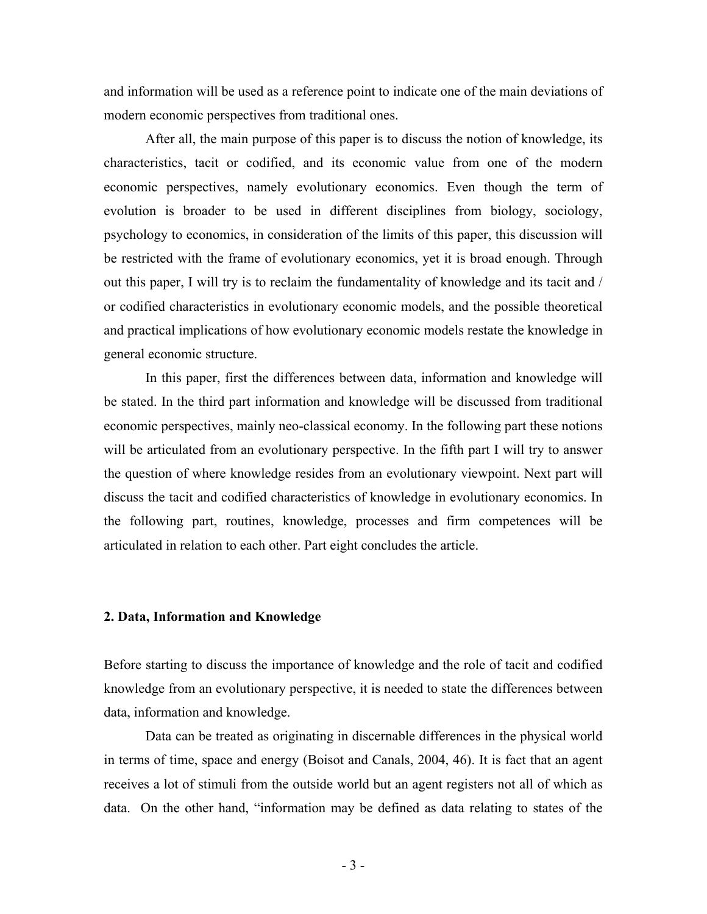and information will be used as a reference point to indicate one of the main deviations of modern economic perspectives from traditional ones.

After all, the main purpose of this paper is to discuss the notion of knowledge, its characteristics, tacit or codified, and its economic value from one of the modern economic perspectives, namely evolutionary economics. Even though the term of evolution is broader to be used in different disciplines from biology, sociology, psychology to economics, in consideration of the limits of this paper, this discussion will be restricted with the frame of evolutionary economics, yet it is broad enough. Through out this paper, I will try is to reclaim the fundamentality of knowledge and its tacit and / or codified characteristics in evolutionary economic models, and the possible theoretical and practical implications of how evolutionary economic models restate the knowledge in general economic structure.

In this paper, first the differences between data, information and knowledge will be stated. In the third part information and knowledge will be discussed from traditional economic perspectives, mainly neo-classical economy. In the following part these notions will be articulated from an evolutionary perspective. In the fifth part I will try to answer the question of where knowledge resides from an evolutionary viewpoint. Next part will discuss the tacit and codified characteristics of knowledge in evolutionary economics. In the following part, routines, knowledge, processes and firm competences will be articulated in relation to each other. Part eight concludes the article.

## 2. Data, Information and Knowledge

Before starting to discuss the importance of knowledge and the role of tacit and codified knowledge from an evolutionary perspective, it is needed to state the differences between data, information and knowledge.

Data can be treated as originating in discernable differences in the physical world in terms of time, space and energy (Boisot and Canals, 2004, 46). It is fact that an agent receives a lot of stimuli from the outside world but an agent registers not all of which as data. On the other hand, "information may be defined as data relating to states of the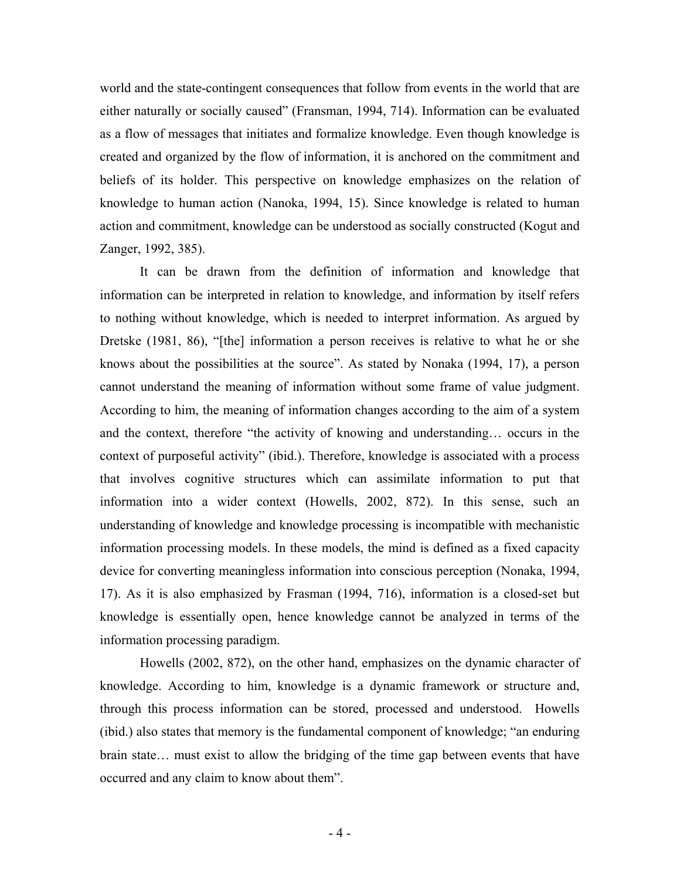world and the state-contingent consequences that follow from events in the world that are either naturally or socially caused" (Fransman, 1994, 714). Information can be evaluated as a flow of messages that initiates and formalize knowledge. Even though knowledge is created and organized by the flow of information, it is anchored on the commitment and beliefs of its holder. This perspective on knowledge emphasizes on the relation of knowledge to human action (Nanoka, 1994, 15). Since knowledge is related to human action and commitment, knowledge can be understood as socially constructed (Kogut and Zanger, 1992, 385).

It can be drawn from the definition of information and knowledge that information can be interpreted in relation to knowledge, and information by itself refers to nothing without knowledge, which is needed to interpret information. As argued by Dretske (1981, 86), "[the] information a person receives is relative to what he or she knows about the possibilities at the source". As stated by Nonaka (1994, 17), a person cannot understand the meaning of information without some frame of value judgment. According to him, the meaning of information changes according to the aim of a system and the context, therefore "the activity of knowing and understanding… occurs in the context of purposeful activity" (ibid.). Therefore, knowledge is associated with a process that involves cognitive structures which can assimilate information to put that information into a wider context (Howells, 2002, 872). In this sense, such an understanding of knowledge and knowledge processing is incompatible with mechanistic information processing models. In these models, the mind is defined as a fixed capacity device for converting meaningless information into conscious perception (Nonaka, 1994, 17). As it is also emphasized by Frasman (1994, 716), information is a closed-set but knowledge is essentially open, hence knowledge cannot be analyzed in terms of the information processing paradigm.

Howells (2002, 872), on the other hand, emphasizes on the dynamic character of knowledge. According to him, knowledge is a dynamic framework or structure and, through this process information can be stored, processed and understood. Howells (ibid.) also states that memory is the fundamental component of knowledge; "an enduring brain state… must exist to allow the bridging of the time gap between events that have occurred and any claim to know about them".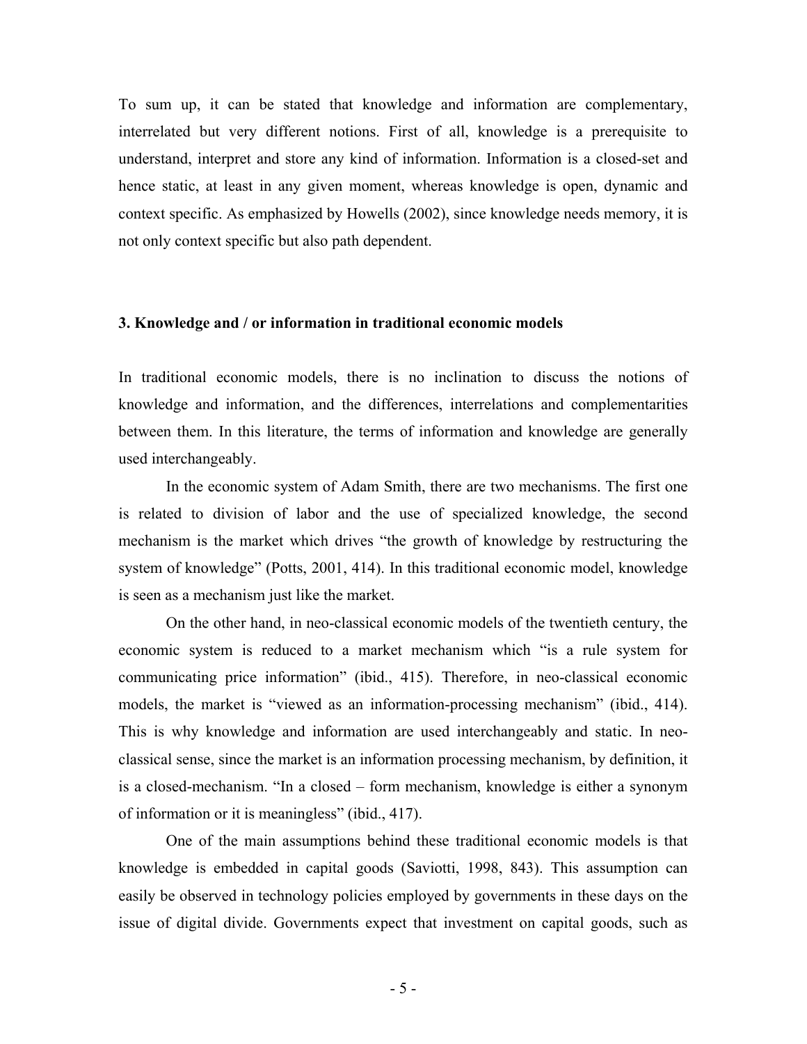To sum up, it can be stated that knowledge and information are complementary, interrelated but very different notions. First of all, knowledge is a prerequisite to understand, interpret and store any kind of information. Information is a closed-set and hence static, at least in any given moment, whereas knowledge is open, dynamic and context specific. As emphasized by Howells (2002), since knowledge needs memory, it is not only context specific but also path dependent.

## 3. Knowledge and / or information in traditional economic models

In traditional economic models, there is no inclination to discuss the notions of knowledge and information, and the differences, interrelations and complementarities between them. In this literature, the terms of information and knowledge are generally used interchangeably.

In the economic system of Adam Smith, there are two mechanisms. The first one is related to division of labor and the use of specialized knowledge, the second mechanism is the market which drives "the growth of knowledge by restructuring the system of knowledge" (Potts, 2001, 414). In this traditional economic model, knowledge is seen as a mechanism just like the market.

On the other hand, in neo-classical economic models of the twentieth century, the economic system is reduced to a market mechanism which "is a rule system for communicating price information" (ibid., 415). Therefore, in neo-classical economic models, the market is "viewed as an information-processing mechanism" (ibid., 414). This is why knowledge and information are used interchangeably and static. In neo-classical sense, since the market is an information processing mechanism, by definition, it is a closed-mechanism. "In a closed – form mechanism, knowledge is either a synonym of information or it is meaningless" (ibid., 417).

One of the main assumptions behind these traditional economic models is that knowledge is embedded in capital goods (Saviotti, 1998, 843). This assumption can easily be observed in technology policies employed by governments in these days on the issue of digital divide. Governments expect that investment on capital goods, such as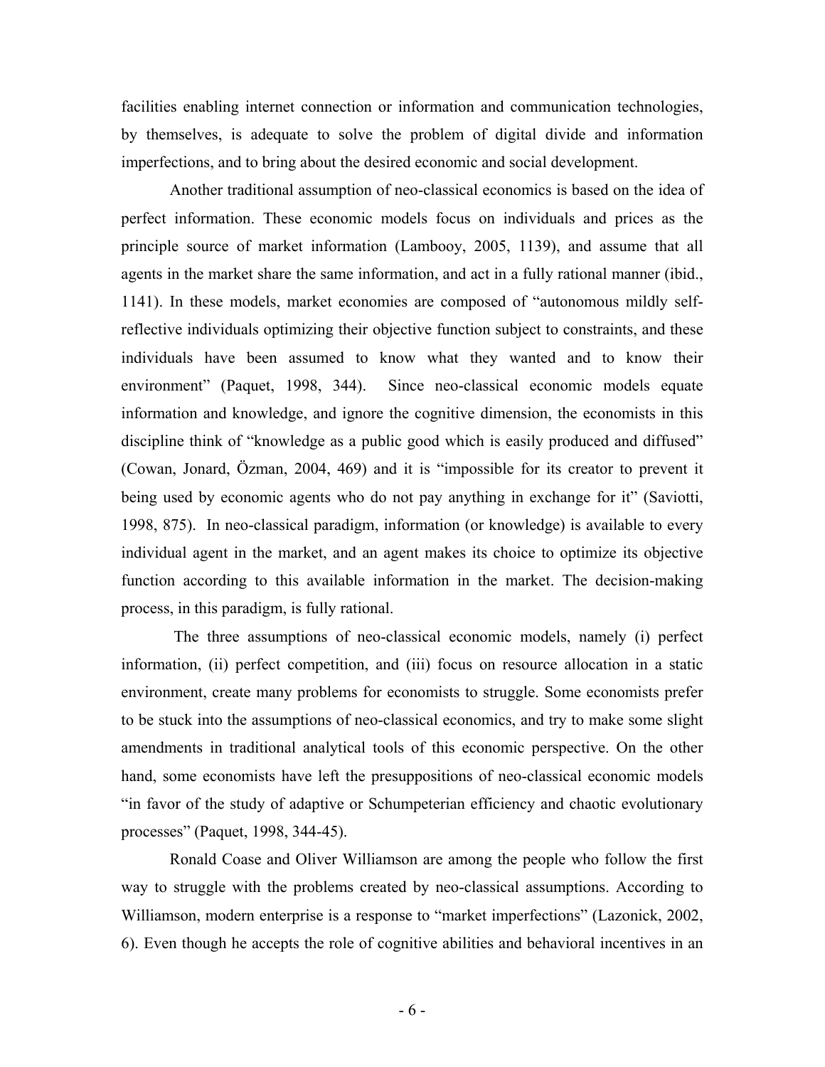facilities enabling internet connection or information and communication technologies, by themselves, is adequate to solve the problem of digital divide and information imperfections, and to bring about the desired economic and social development.

Another traditional assumption of neo-classical economics is based on the idea of perfect information. These economic models focus on individuals and prices as the principle source of market information (Lambooy, 2005, 1139), and assume that all agents in the market share the same information, and act in a fully rational manner (ibid., 1141). In these models, market economies are composed of "autonomous mildly self-reflective individuals optimizing their objective function subject to constraints, and these individuals have been assumed to know what they wanted and to know their environment" (Paquet, 1998, 344). Since neo-classical economic models equate information and knowledge, and ignore the cognitive dimension, the economists in this discipline think of "knowledge as a public good which is easily produced and diffused" (Cowan, Jonard, Özman, 2004, 469) and it is "impossible for its creator to prevent it being used by economic agents who do not pay anything in exchange for it" (Saviotti, 1998, 875). In neo-classical paradigm, information (or knowledge) is available to every individual agent in the market, and an agent makes its choice to optimize its objective function according to this available information in the market. The decision-making process, in this paradigm, is fully rational.

The three assumptions of neo-classical economic models, namely (i) perfect information, (ii) perfect competition, and (iii) focus on resource allocation in a static environment, create many problems for economists to struggle. Some economists prefer to be stuck into the assumptions of neo-classical economics, and try to make some slight amendments in traditional analytical tools of this economic perspective. On the other hand, some economists have left the presuppositions of neo-classical economic models "in favor of the study of adaptive or Schumpeterian efficiency and chaotic evolutionary processes" (Paquet, 1998, 344-45).

Ronald Coase and Oliver Williamson are among the people who follow the first way to struggle with the problems created by neo-classical assumptions. According to Williamson, modern enterprise is a response to "market imperfections" (Lazonick, 2002, 6). Even though he accepts the role of cognitive abilities and behavioral incentives in an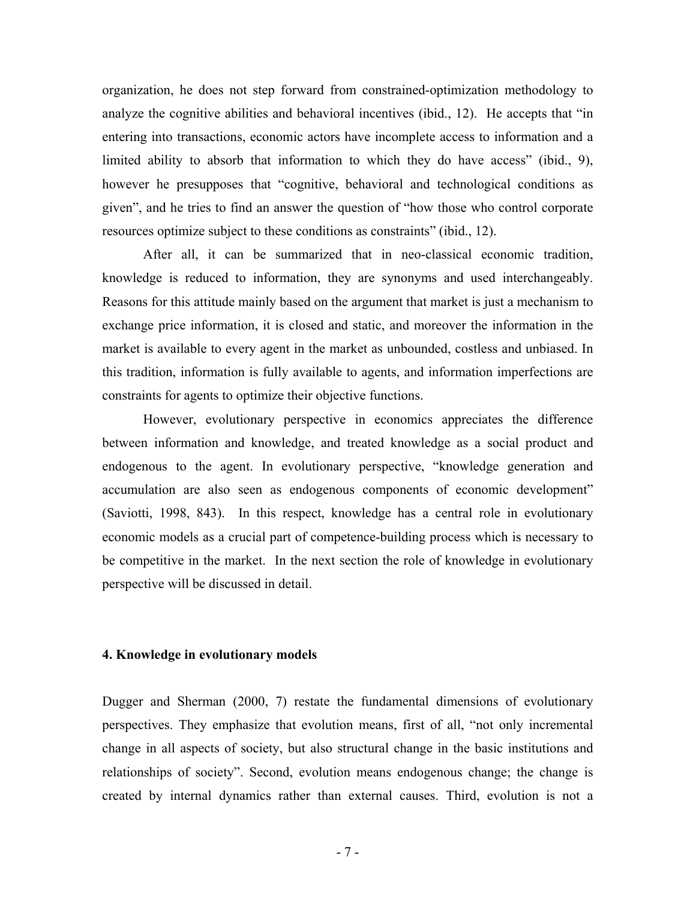organization, he does not step forward from constrained-optimization methodology to analyze the cognitive abilities and behavioral incentives (ibid., 12). He accepts that "in entering into transactions, economic actors have incomplete access to information and a limited ability to absorb that information to which they do have access" (ibid., 9), however he presupposes that "cognitive, behavioral and technological conditions as given", and he tries to find an answer the question of "how those who control corporate resources optimize subject to these conditions as constraints" (ibid., 12).

After all, it can be summarized that in neo-classical economic tradition, knowledge is reduced to information, they are synonyms and used interchangeably. Reasons for this attitude mainly based on the argument that market is just a mechanism to exchange price information, it is closed and static, and moreover the information in the market is available to every agent in the market as unbounded, costless and unbiased. In this tradition, information is fully available to agents, and information imperfections are constraints for agents to optimize their objective functions.

However, evolutionary perspective in economics appreciates the difference between information and knowledge, and treated knowledge as a social product and endogenous to the agent. In evolutionary perspective, "knowledge generation and accumulation are also seen as endogenous components of economic development" (Saviotti, 1998, 843). In this respect, knowledge has a central role in evolutionary economic models as a crucial part of competence-building process which is necessary to be competitive in the market. In the next section the role of knowledge in evolutionary perspective will be discussed in detail.

## 4. Knowledge in evolutionary models

Dugger and Sherman (2000, 7) restate the fundamental dimensions of evolutionary perspectives. They emphasize that evolution means, first of all, "not only incremental change in all aspects of society, but also structural change in the basic institutions and relationships of society". Second, evolution means endogenous change; the change is created by internal dynamics rather than external causes. Third, evolution is not a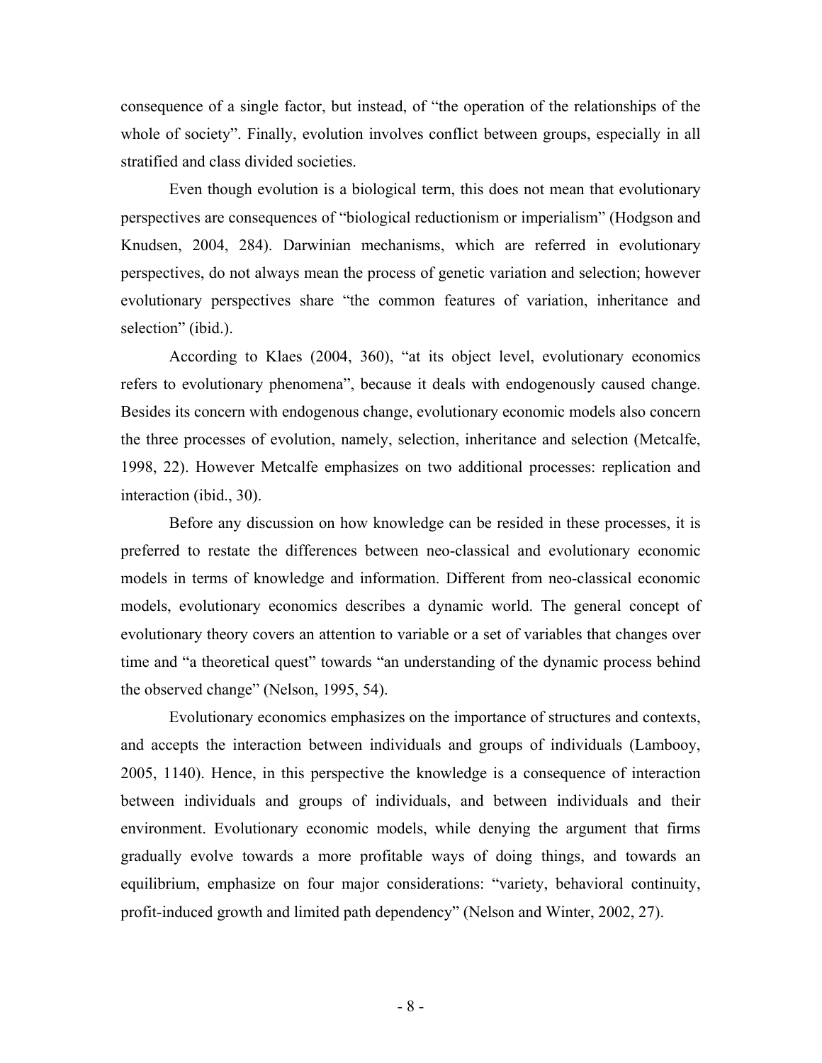consequence of a single factor, but instead, of "the operation of the relationships of the whole of society". Finally, evolution involves conflict between groups, especially in all stratified and class divided societies.

Even though evolution is a biological term, this does not mean that evolutionary perspectives are consequences of "biological reductionism or imperialism" (Hodgson and Knudsen, 2004, 284). Darwinian mechanisms, which are referred in evolutionary perspectives, do not always mean the process of genetic variation and selection; however evolutionary perspectives share "the common features of variation, inheritance and selection" (ibid.).

According to Klaes (2004, 360), "at its object level, evolutionary economics refers to evolutionary phenomena", because it deals with endogenously caused change. Besides its concern with endogenous change, evolutionary economic models also concern the three processes of evolution, namely, selection, inheritance and selection (Metcalfe, 1998, 22). However Metcalfe emphasizes on two additional processes: replication and interaction (ibid., 30).

Before any discussion on how knowledge can be resided in these processes, it is preferred to restate the differences between neo-classical and evolutionary economic models in terms of knowledge and information. Different from neo-classical economic models, evolutionary economics describes a dynamic world. The general concept of evolutionary theory covers an attention to variable or a set of variables that changes over time and "a theoretical quest" towards "an understanding of the dynamic process behind the observed change" (Nelson, 1995, 54).

Evolutionary economics emphasizes on the importance of structures and contexts, and accepts the interaction between individuals and groups of individuals (Lambooy, 2005, 1140). Hence, in this perspective the knowledge is a consequence of interaction between individuals and groups of individuals, and between individuals and their environment. Evolutionary economic models, while denying the argument that firms gradually evolve towards a more profitable ways of doing things, and towards an equilibrium, emphasize on four major considerations: "variety, behavioral continuity, profit-induced growth and limited path dependency" (Nelson and Winter, 2002, 27).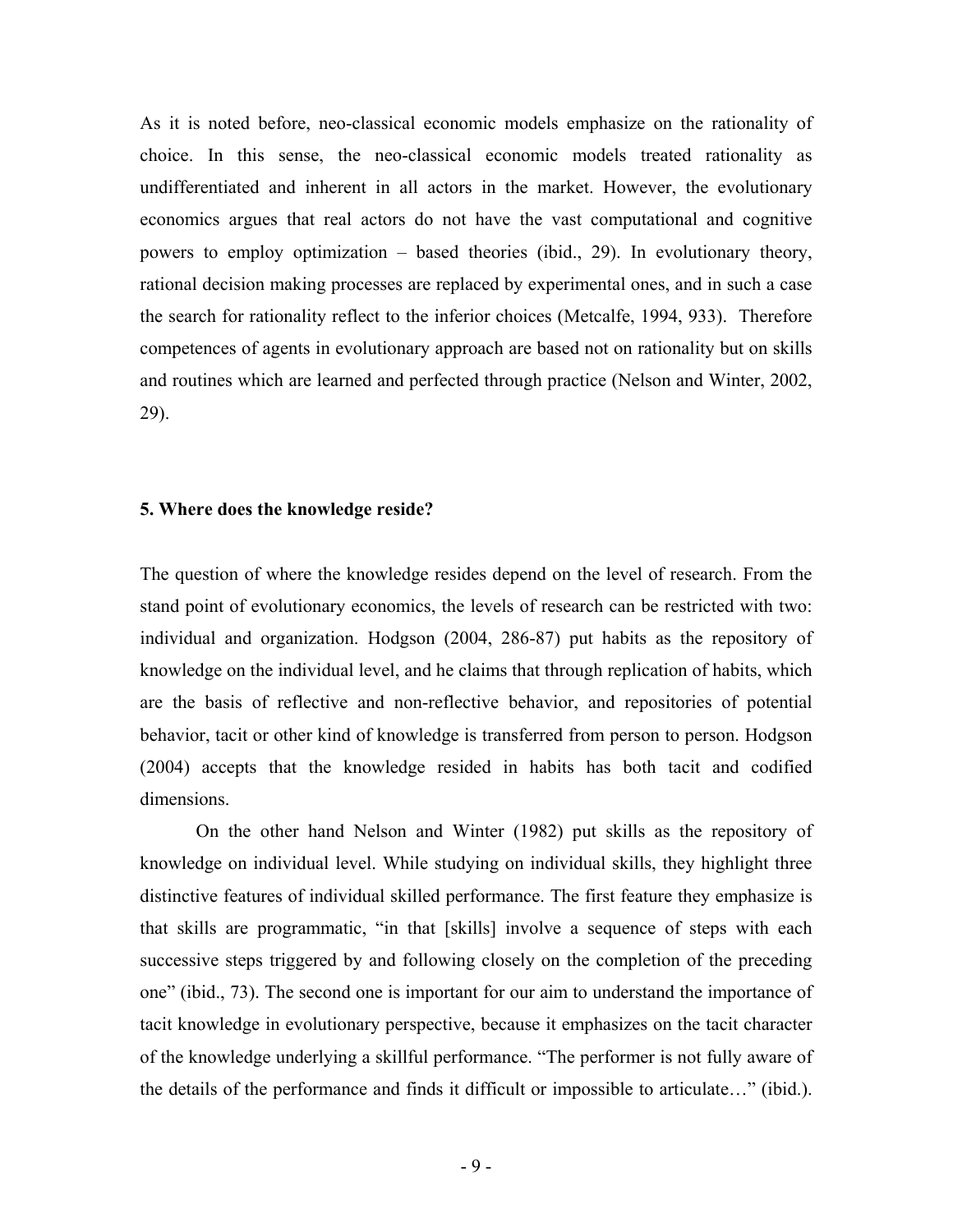As it is noted before, neo-classical economic models emphasize on the rationality of choice. In this sense, the neo-classical economic models treated rationality as undifferentiated and inherent in all actors in the market. However, the evolutionary economics argues that real actors do not have the vast computational and cognitive powers to employ optimization – based theories (ibid., 29). In evolutionary theory, rational decision making processes are replaced by experimental ones, and in such a case the search for rationality reflect to the inferior choices (Metcalfe, 1994, 933). Therefore competences of agents in evolutionary approach are based not on rationality but on skills and routines which are learned and perfected through practice (Nelson and Winter, 2002, 29).

**5. Where does the knowledge reside?**

The question of where the knowledge resides depend on the level of research. From the stand point of evolutionary economics, the levels of research can be restricted with two: individual and organization. Hodgson (2004, 286-87) put habits as the repository of knowledge on the individual level, and he claims that through replication of habits, which are the basis of reflective and non-reflective behavior, and repositories of potential behavior, tacit or other kind of knowledge is transferred from person to person. Hodgson (2004) accepts that the knowledge resided in habits has both tacit and codified dimensions.

On the other hand Nelson and Winter (1982) put skills as the repository of knowledge on individual level. While studying on individual skills, they highlight three distinctive features of individual skilled performance. The first feature they emphasize is that skills are programmatic, "in that [skills] involve a sequence of steps with each successive steps triggered by and following closely on the completion of the preceding one" (ibid., 73). The second one is important for our aim to understand the importance of tacit knowledge in evolutionary perspective, because it emphasizes on the tacit character of the knowledge underlying a skillful performance. "The performer is not fully aware of the details of the performance and finds it difficult or impossible to articulate…" (ibid.).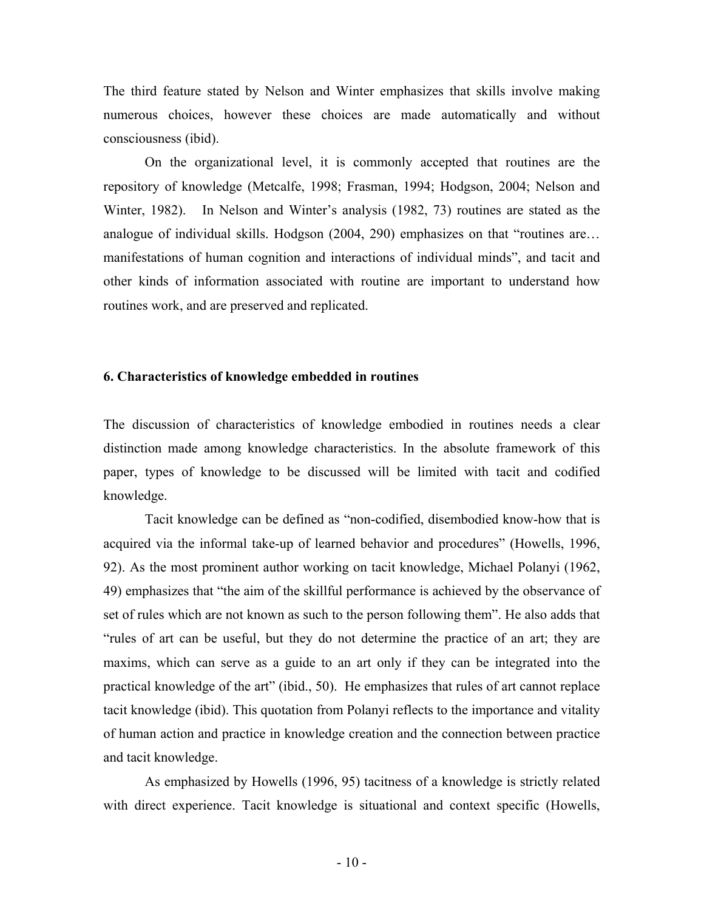The third feature stated by Nelson and Winter emphasizes that skills involve making numerous choices, however these choices are made automatically and without consciousness (ibid).

On the organizational level, it is commonly accepted that routines are the repository of knowledge (Metcalfe, 1998; Frasman, 1994; Hodgson, 2004; Nelson and Winter, 1982). In Nelson and Winter's analysis (1982, 73) routines are stated as the analogue of individual skills. Hodgson (2004, 290) emphasizes on that "routines are… manifestations of human cognition and interactions of individual minds", and tacit and other kinds of information associated with routine are important to understand how routines work, and are preserved and replicated.

## 6. Characteristics of knowledge embedded in routines

The discussion of characteristics of knowledge embodied in routines needs a clear distinction made among knowledge characteristics. In the absolute framework of this paper, types of knowledge to be discussed will be limited with tacit and codified knowledge.

Tacit knowledge can be defined as "non-codified, disembodied know-how that is acquired via the informal take-up of learned behavior and procedures" (Howells, 1996, 92). As the most prominent author working on tacit knowledge, Michael Polanyi (1962, 49) emphasizes that "the aim of the skillful performance is achieved by the observance of set of rules which are not known as such to the person following them". He also adds that "rules of art can be useful, but they do not determine the practice of an art; they are maxims, which can serve as a guide to an art only if they can be integrated into the practical knowledge of the art" (ibid., 50). He emphasizes that rules of art cannot replace tacit knowledge (ibid). This quotation from Polanyi reflects to the importance and vitality of human action and practice in knowledge creation and the connection between practice and tacit knowledge.

As emphasized by Howells (1996, 95) tacitness of a knowledge is strictly related with direct experience. Tacit knowledge is situational and context specific (Howells,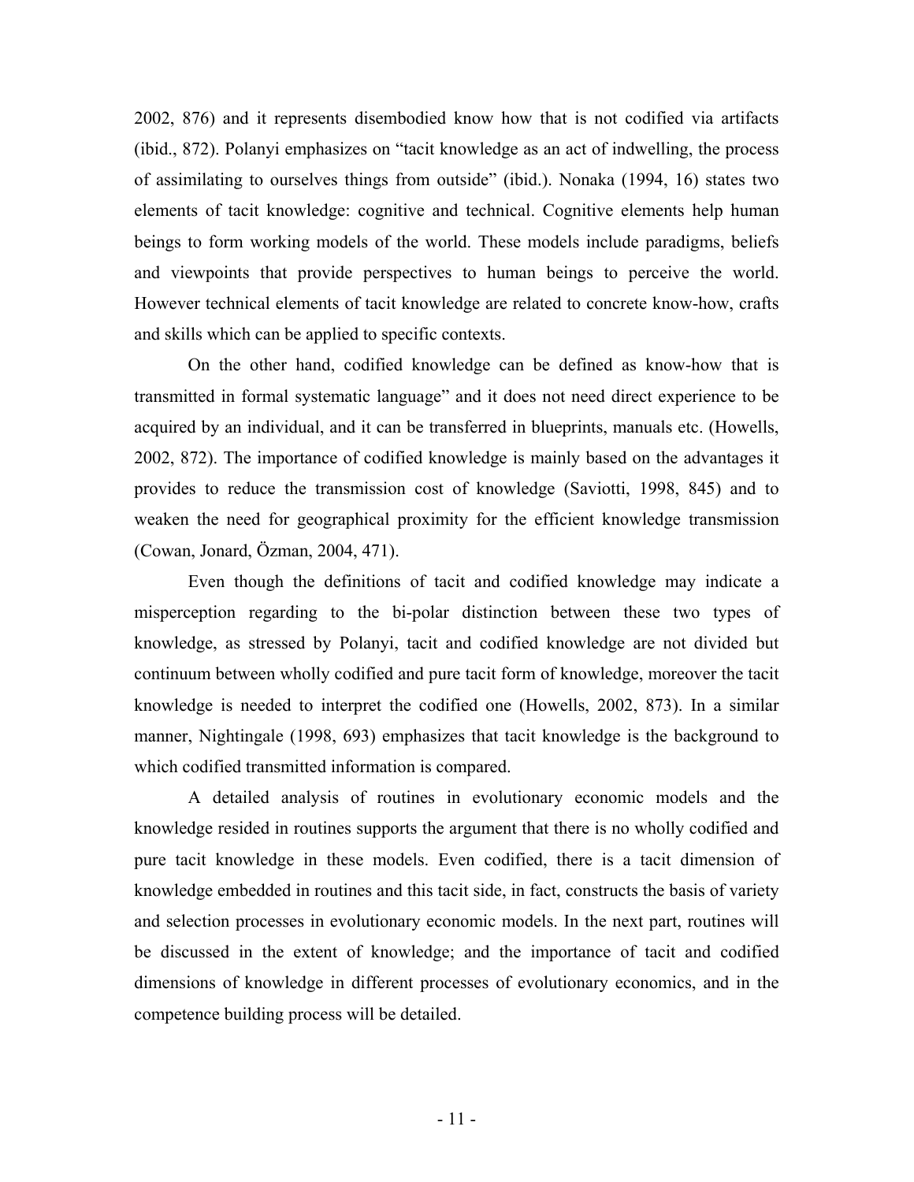2002, 876) and it represents disembodied know how that is not codified via artifacts (ibid., 872). Polanyi emphasizes on "tacit knowledge as an act of indwelling, the process of assimilating to ourselves things from outside" (ibid.). Nonaka (1994, 16) states two elements of tacit knowledge: cognitive and technical. Cognitive elements help human beings to form working models of the world. These models include paradigms, beliefs and viewpoints that provide perspectives to human beings to perceive the world. However technical elements of tacit knowledge are related to concrete know-how, crafts and skills which can be applied to specific contexts.

On the other hand, codified knowledge can be defined as know-how that is transmitted in formal systematic language" and it does not need direct experience to be acquired by an individual, and it can be transferred in blueprints, manuals etc. (Howells, 2002, 872). The importance of codified knowledge is mainly based on the advantages it provides to reduce the transmission cost of knowledge (Saviotti, 1998, 845) and to weaken the need for geographical proximity for the efficient knowledge transmission (Cowan, Jonard, Özman, 2004, 471).

Even though the definitions of tacit and codified knowledge may indicate a misperception regarding to the bi-polar distinction between these two types of knowledge, as stressed by Polanyi, tacit and codified knowledge are not divided but continuum between wholly codified and pure tacit form of knowledge, moreover the tacit knowledge is needed to interpret the codified one (Howells, 2002, 873). In a similar manner, Nightingale (1998, 693) emphasizes that tacit knowledge is the background to which codified transmitted information is compared.

A detailed analysis of routines in evolutionary economic models and the knowledge resided in routines supports the argument that there is no wholly codified and pure tacit knowledge in these models. Even codified, there is a tacit dimension of knowledge embedded in routines and this tacit side, in fact, constructs the basis of variety and selection processes in evolutionary economic models. In the next part, routines will be discussed in the extent of knowledge; and the importance of tacit and codified dimensions of knowledge in different processes of evolutionary economics, and in the competence building process will be detailed.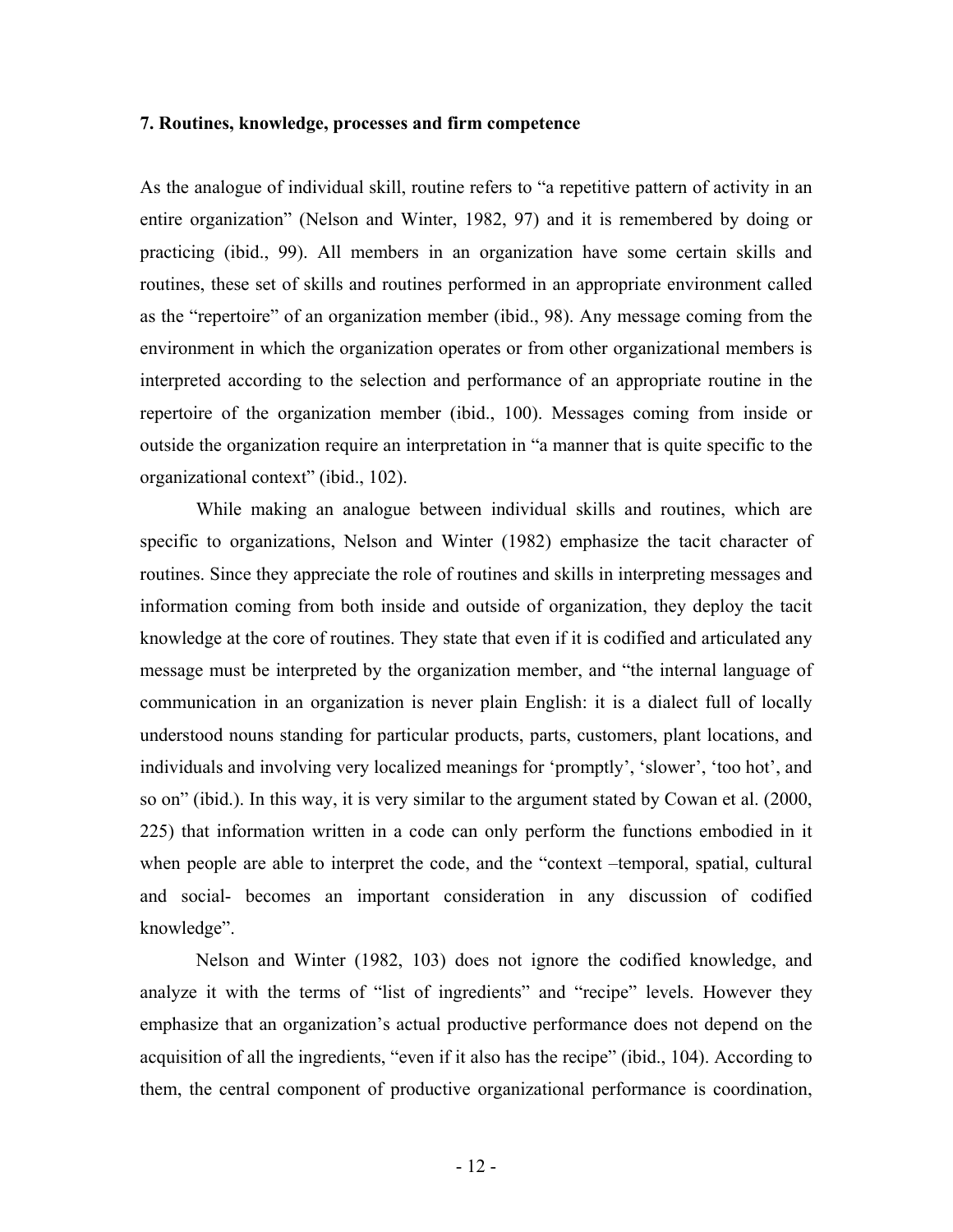### 7. Routines, knowledge, processes and firm competence

As the analogue of individual skill, routine refers to "a repetitive pattern of activity in an entire organization" (Nelson and Winter, 1982, 97) and it is remembered by doing or practicing (ibid., 99). All members in an organization have some certain skills and routines, these set of skills and routines performed in an appropriate environment called as the "repertoire" of an organization member (ibid., 98). Any message coming from the environment in which the organization operates or from other organizational members is interpreted according to the selection and performance of an appropriate routine in the repertoire of the organization member (ibid., 100). Messages coming from inside or outside the organization require an interpretation in "a manner that is quite specific to the organizational context" (ibid., 102).

While making an analogue between individual skills and routines, which are specific to organizations, Nelson and Winter (1982) emphasize the tacit character of routines. Since they appreciate the role of routines and skills in interpreting messages and information coming from both inside and outside of organization, they deploy the tacit knowledge at the core of routines. They state that even if it is codified and articulated any message must be interpreted by the organization member, and "the internal language of communication in an organization is never plain English: it is a dialect full of locally understood nouns standing for particular products, parts, customers, plant locations, and individuals and involving very localized meanings for 'promptly', 'slower', 'too hot', and so on" (ibid.). In this way, it is very similar to the argument stated by Cowan et al. (2000, 225) that information written in a code can only perform the functions embodied in it when people are able to interpret the code, and the "context –temporal, spatial, cultural and social- becomes an important consideration in any discussion of codified knowledge".

Nelson and Winter (1982, 103) does not ignore the codified knowledge, and analyze it with the terms of "list of ingredients" and "recipe" levels. However they emphasize that an organization's actual productive performance does not depend on the acquisition of all the ingredients, "even if it also has the recipe" (ibid., 104). According to them, the central component of productive organizational performance is coordination,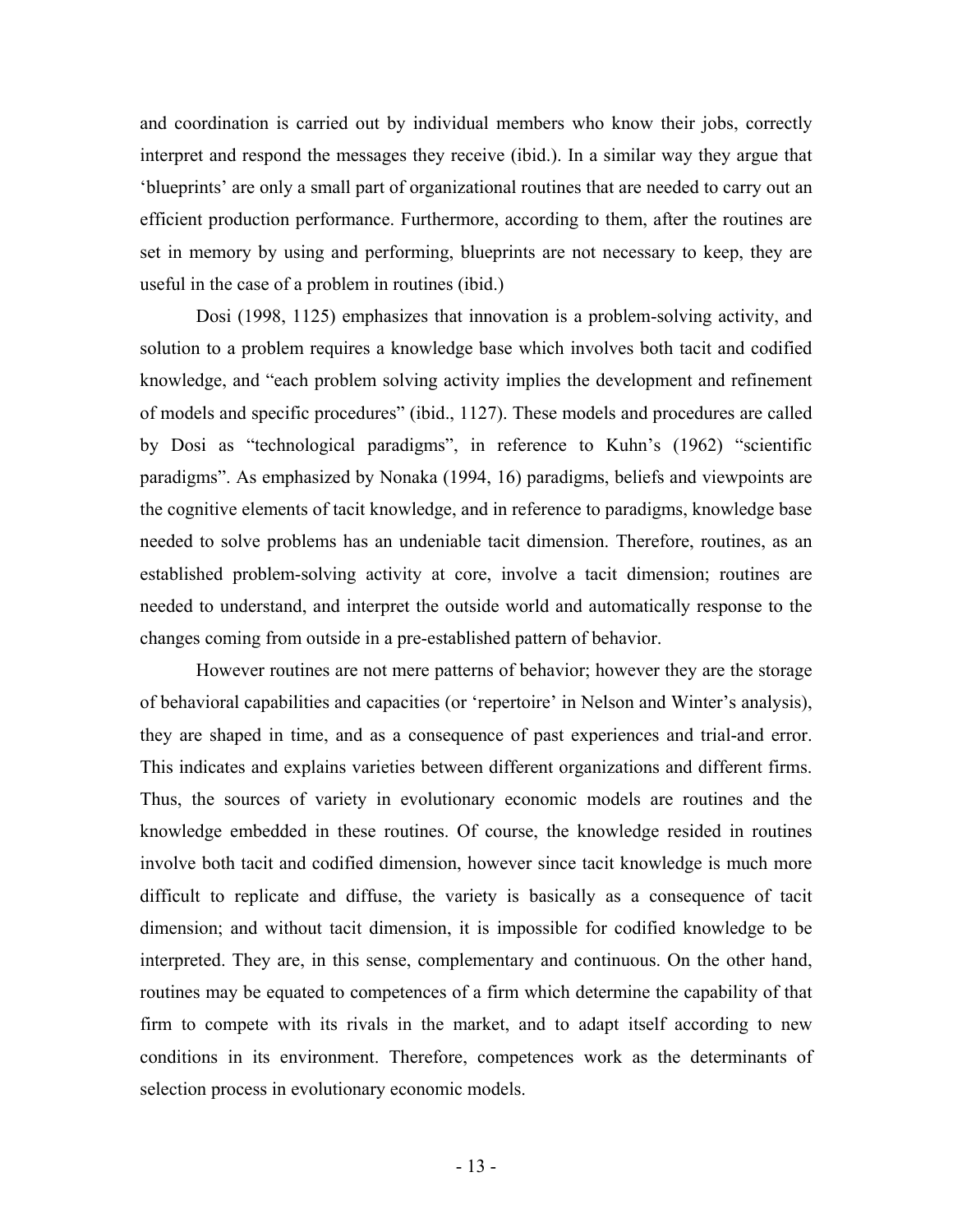and coordination is carried out by individual members who know their jobs, correctly interpret and respond the messages they receive (ibid.). In a similar way they argue that 'blueprints' are only a small part of organizational routines that are needed to carry out an efficient production performance. Furthermore, according to them, after the routines are set in memory by using and performing, blueprints are not necessary to keep, they are useful in the case of a problem in routines (ibid.)

Dosi (1998, 1125) emphasizes that innovation is a problem-solving activity, and solution to a problem requires a knowledge base which involves both tacit and codified knowledge, and "each problem solving activity implies the development and refinement of models and specific procedures" (ibid., 1127). These models and procedures are called by Dosi as "technological paradigms", in reference to Kuhn's (1962) "scientific paradigms". As emphasized by Nonaka (1994, 16) paradigms, beliefs and viewpoints are the cognitive elements of tacit knowledge, and in reference to paradigms, knowledge base needed to solve problems has an undeniable tacit dimension. Therefore, routines, as an established problem-solving activity at core, involve a tacit dimension; routines are needed to understand, and interpret the outside world and automatically response to the changes coming from outside in a pre-established pattern of behavior.

However routines are not mere patterns of behavior; however they are the storage of behavioral capabilities and capacities (or 'repertoire' in Nelson and Winter's analysis), they are shaped in time, and as a consequence of past experiences and trial-and error. This indicates and explains varieties between different organizations and different firms. Thus, the sources of variety in evolutionary economic models are routines and the knowledge embedded in these routines. Of course, the knowledge resided in routines involve both tacit and codified dimension, however since tacit knowledge is much more difficult to replicate and diffuse, the variety is basically as a consequence of tacit dimension; and without tacit dimension, it is impossible for codified knowledge to be interpreted. They are, in this sense, complementary and continuous. On the other hand, routines may be equated to competences of a firm which determine the capability of that firm to compete with its rivals in the market, and to adapt itself according to new conditions in its environment. Therefore, competences work as the determinants of selection process in evolutionary economic models.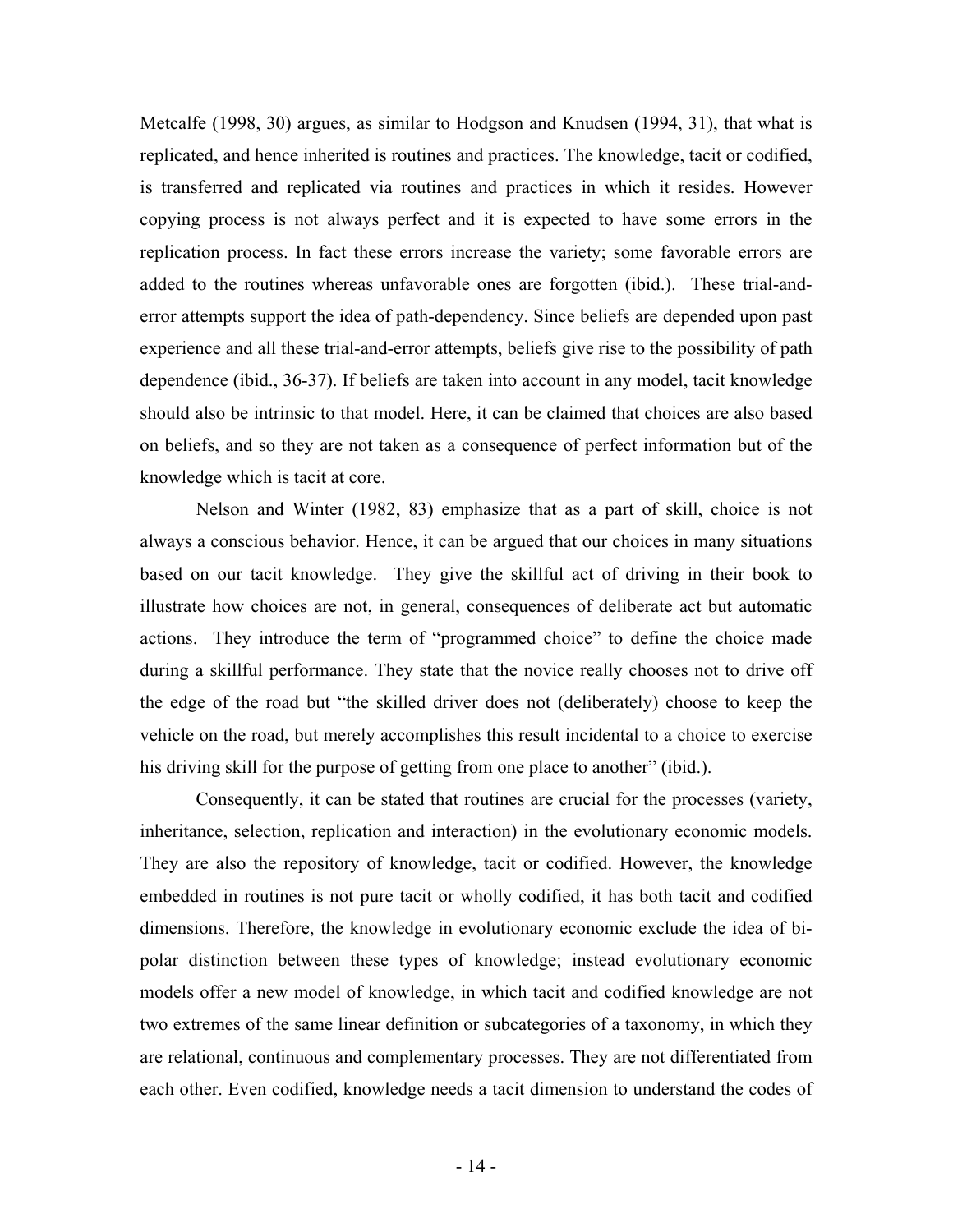Metcalfe (1998, 30) argues, as similar to Hodgson and Knudsen (1994, 31), that what is replicated, and hence inherited is routines and practices. The knowledge, tacit or codified, is transferred and replicated via routines and practices in which it resides. However copying process is not always perfect and it is expected to have some errors in the replication process. In fact these errors increase the variety; some favorable errors are added to the routines whereas unfavorable ones are forgotten (ibid.). These trial-and-error attempts support the idea of path-dependency. Since beliefs are depended upon past experience and all these trial-and-error attempts, beliefs give rise to the possibility of path dependence (ibid., 36-37). If beliefs are taken into account in any model, tacit knowledge should also be intrinsic to that model. Here, it can be claimed that choices are also based on beliefs, and so they are not taken as a consequence of perfect information but of the knowledge which is tacit at core.

Nelson and Winter (1982, 83) emphasize that as a part of skill, choice is not always a conscious behavior. Hence, it can be argued that our choices in many situations based on our tacit knowledge. They give the skillful act of driving in their book to illustrate how choices are not, in general, consequences of deliberate act but automatic actions. They introduce the term of "programmed choice" to define the choice made during a skillful performance. They state that the novice really chooses not to drive off the edge of the road but "the skilled driver does not (deliberately) choose to keep the vehicle on the road, but merely accomplishes this result incidental to a choice to exercise his driving skill for the purpose of getting from one place to another" (ibid.).

Consequently, it can be stated that routines are crucial for the processes (variety, inheritance, selection, replication and interaction) in the evolutionary economic models. They are also the repository of knowledge, tacit or codified. However, the knowledge embedded in routines is not pure tacit or wholly codified, it has both tacit and codified dimensions. Therefore, the knowledge in evolutionary economic exclude the idea of bi-polar distinction between these types of knowledge; instead evolutionary economic models offer a new model of knowledge, in which tacit and codified knowledge are not two extremes of the same linear definition or subcategories of a taxonomy, in which they are relational, continuous and complementary processes. They are not differentiated from each other. Even codified, knowledge needs a tacit dimension to understand the codes of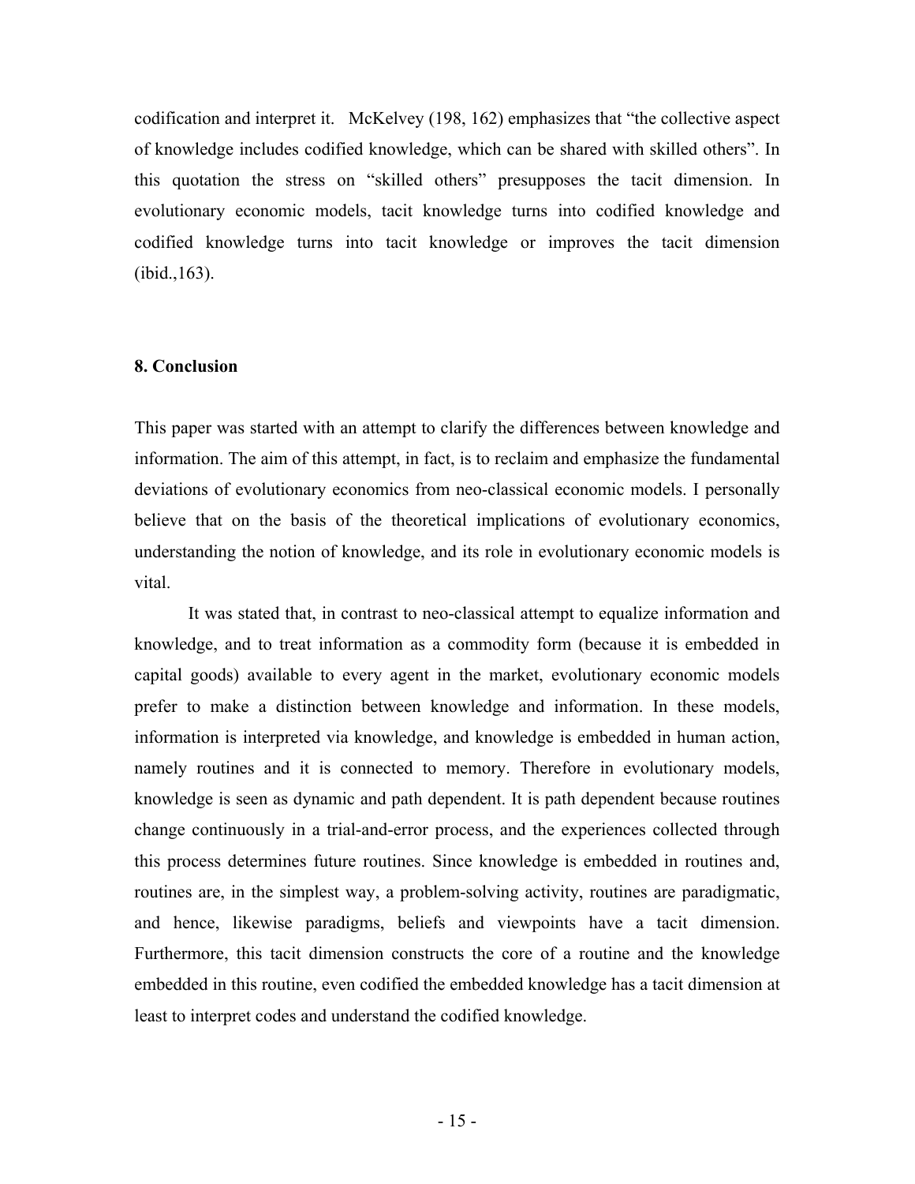codification and interpret it. McKelvey (198, 162) emphasizes that "the collective aspect of knowledge includes codified knowledge, which can be shared with skilled others". In this quotation the stress on "skilled others" presupposes the tacit dimension. In evolutionary economic models, tacit knowledge turns into codified knowledge and codified knowledge turns into tacit knowledge or improves the tacit dimension (ibid.,163).

### 8. Conclusion

This paper was started with an attempt to clarify the differences between knowledge and information. The aim of this attempt, in fact, is to reclaim and emphasize the fundamental deviations of evolutionary economics from neo-classical economic models. I personally believe that on the basis of the theoretical implications of evolutionary economics, understanding the notion of knowledge, and its role in evolutionary economic models is vital.

It was stated that, in contrast to neo-classical attempt to equalize information and knowledge, and to treat information as a commodity form (because it is embedded in capital goods) available to every agent in the market, evolutionary economic models prefer to make a distinction between knowledge and information. In these models, information is interpreted via knowledge, and knowledge is embedded in human action, namely routines and it is connected to memory. Therefore in evolutionary models, knowledge is seen as dynamic and path dependent. It is path dependent because routines change continuously in a trial-and-error process, and the experiences collected through this process determines future routines. Since knowledge is embedded in routines and, routines are, in the simplest way, a problem-solving activity, routines are paradigmatic, and hence, likewise paradigms, beliefs and viewpoints have a tacit dimension. Furthermore, this tacit dimension constructs the core of a routine and the knowledge embedded in this routine, even codified the embedded knowledge has a tacit dimension at least to interpret codes and understand the codified knowledge.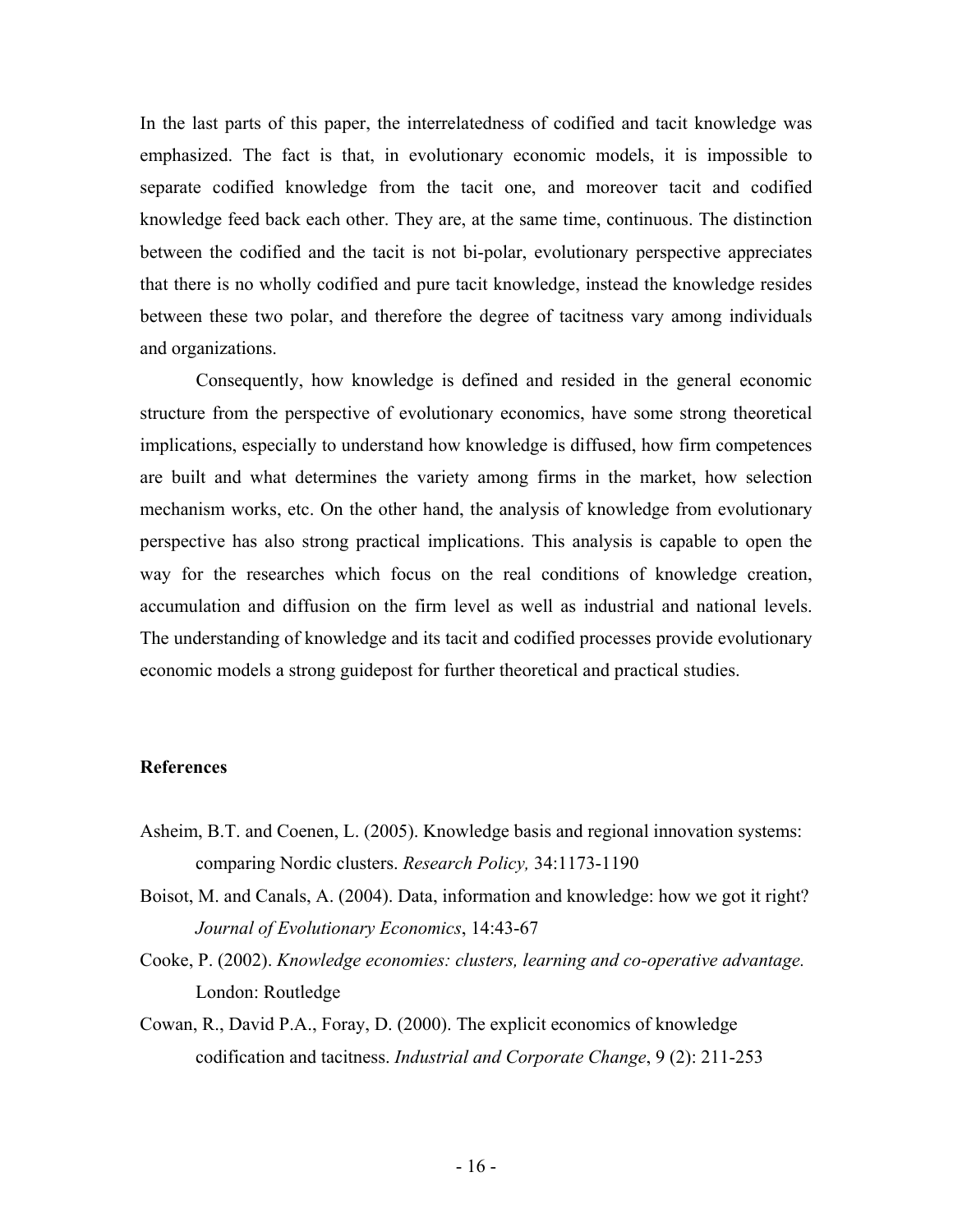In the last parts of this paper, the interrelatedness of codified and tacit knowledge was emphasized. The fact is that, in evolutionary economic models, it is impossible to separate codified knowledge from the tacit one, and moreover tacit and codified knowledge feed back each other. They are, at the same time, continuous. The distinction between the codified and the tacit is not bi-polar, evolutionary perspective appreciates that there is no wholly codified and pure tacit knowledge, instead the knowledge resides between these two polar, and therefore the degree of tacitness vary among individuals and organizations.

Consequently, how knowledge is defined and resided in the general economic structure from the perspective of evolutionary economics, have some strong theoretical implications, especially to understand how knowledge is diffused, how firm competences are built and what determines the variety among firms in the market, how selection mechanism works, etc. On the other hand, the analysis of knowledge from evolutionary perspective has also strong practical implications. This analysis is capable to open the way for the researches which focus on the real conditions of knowledge creation, accumulation and diffusion on the firm level as well as industrial and national levels. The understanding of knowledge and its tacit and codified processes provide evolutionary economic models a strong guidepost for further theoretical and practical studies.

## References

Asheim, B.T. and Coenen, L. (2005). Knowledge basis and regional innovation systems: comparing Nordic clusters. *Research Policy,* 34:1173-1190

Boisot, M. and Canals, A. (2004). Data, information and knowledge: how we got it right? *Journal of Evolutionary Economics*, 14:43-67

Cooke, P. (2002). *Knowledge economies: clusters, learning and co-operative advantage.* London: Routledge

Cowan, R., David P.A., Foray, D. (2000). The explicit economics of knowledge codification and tacitness. *Industrial and Corporate Change*, 9 (2): 211-253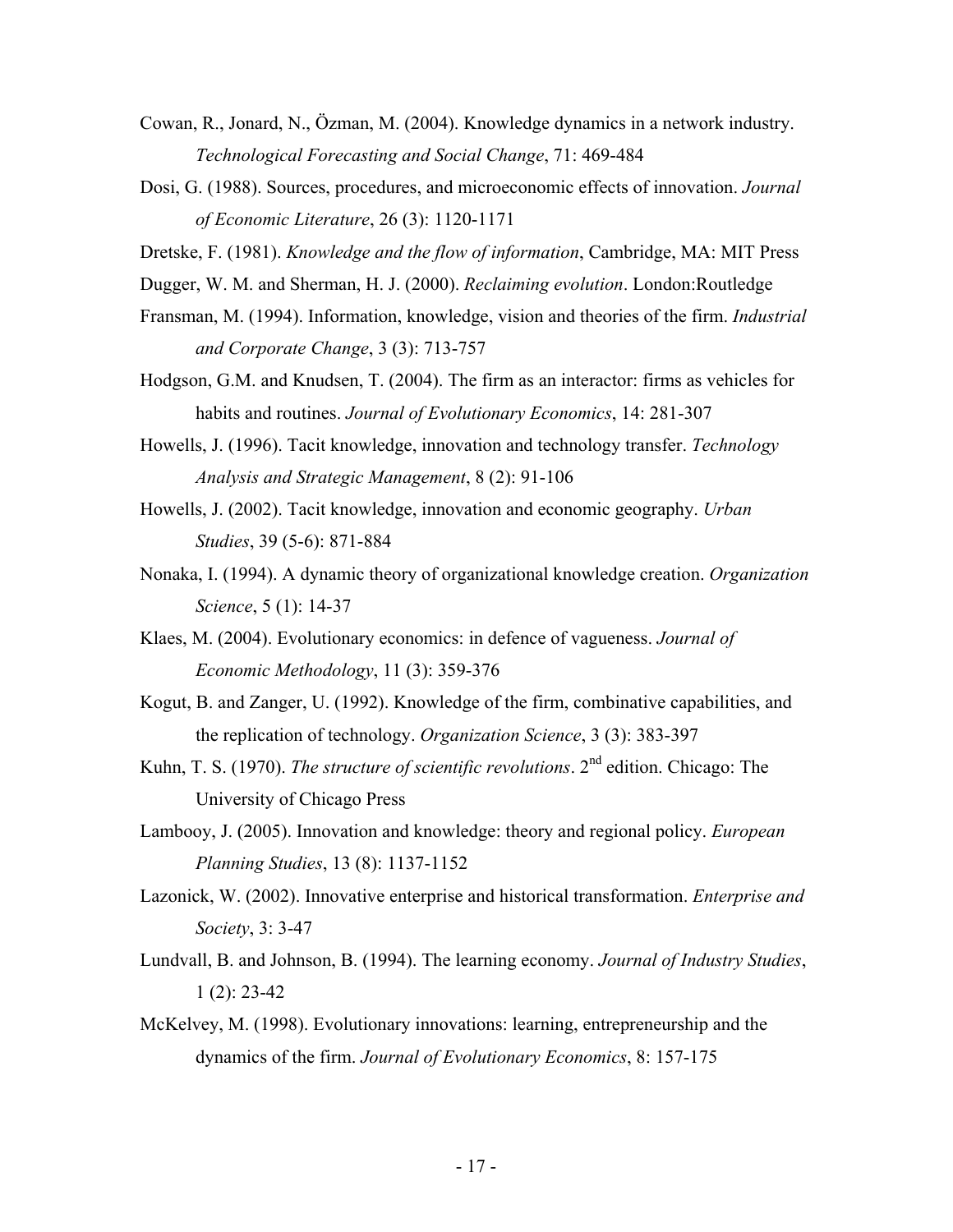Cowan, R., Jonard, N., Özman, M. (2004). Knowledge dynamics in a network industry. *Technological Forecasting and Social Change*, 71: 469-484

Dosi, G. (1988). Sources, procedures, and microeconomic effects of innovation. *Journal of Economic Literature*, 26 (3): 1120-1171

Dretske, F. (1981). *Knowledge and the flow of information*, Cambridge, MA: MIT Press

Dugger, W. M. and Sherman, H. J. (2000). *Reclaiming evolution*. London:Routledge

Fransman, M. (1994). Information, knowledge, vision and theories of the firm. *Industrial and Corporate Change*, 3 (3): 713-757

Hodgson, G.M. and Knudsen, T. (2004). The firm as an interactor: firms as vehicles for habits and routines. *Journal of Evolutionary Economics*, 14: 281-307

Howells, J. (1996). Tacit knowledge, innovation and technology transfer. *Technology Analysis and Strategic Management*, 8 (2): 91-106

Howells, J. (2002). Tacit knowledge, innovation and economic geography. *Urban Studies*, 39 (5-6): 871-884

Nonaka, I. (1994). A dynamic theory of organizational knowledge creation. *Organization Science*, 5 (1): 14-37

Klaes, M. (2004). Evolutionary economics: in defence of vagueness. *Journal of Economic Methodology*, 11 (3): 359-376

Kogut, B. and Zanger, U. (1992). Knowledge of the firm, combinative capabilities, and the replication of technology. *Organization Science*, 3 (3): 383-397

Kuhn, T. S. (1970). *The structure of scientific revolutions*. 2nd edition. Chicago: The University of Chicago Press

Lambooy, J. (2005). Innovation and knowledge: theory and regional policy. *European Planning Studies*, 13 (8): 1137-1152

Lazonick, W. (2002). Innovative enterprise and historical transformation. *Enterprise and Society*, 3: 3-47

Lundvall, B. and Johnson, B. (1994). The learning economy. *Journal of Industry Studies*, 1 (2): 23-42

McKelvey, M. (1998). Evolutionary innovations: learning, entrepreneurship and the dynamics of the firm. *Journal of Evolutionary Economics*, 8: 157-175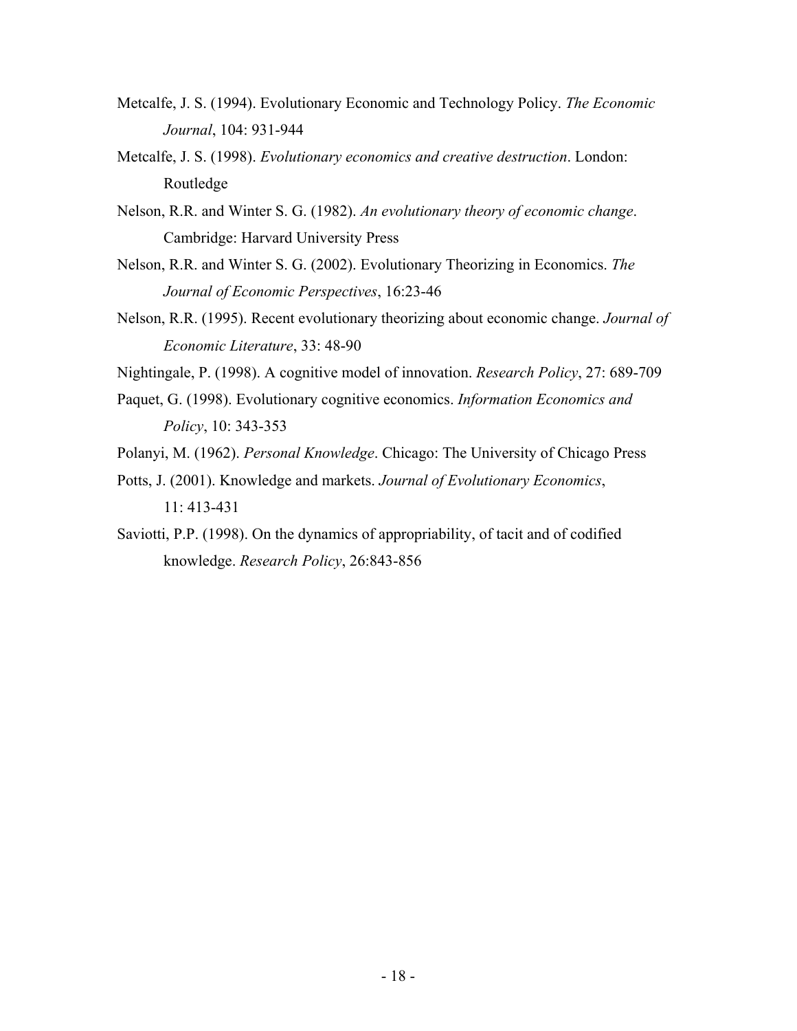Metcalfe, J. S. (1994). Evolutionary Economic and Technology Policy. *The Economic Journal*, 104: 931-944

Metcalfe, J. S. (1998). *Evolutionary economics and creative destruction*. London: Routledge

Nelson, R.R. and Winter S. G. (1982). *An evolutionary theory of economic change*. Cambridge: Harvard University Press

Nelson, R.R. and Winter S. G. (2002). Evolutionary Theorizing in Economics. *The Journal of Economic Perspectives*, 16:23-46

Nelson, R.R. (1995). Recent evolutionary theorizing about economic change. *Journal of Economic Literature*, 33: 48-90

Nightingale, P. (1998). A cognitive model of innovation. *Research Policy*, 27: 689-709

Paquet, G. (1998). Evolutionary cognitive economics. *Information Economics and Policy*, 10: 343-353

Polanyi, M. (1962). *Personal Knowledge*. Chicago: The University of Chicago Press

Potts, J. (2001). Knowledge and markets. *Journal of Evolutionary Economics*, 11: 413-431

Saviotti, P.P. (1998). On the dynamics of appropriability, of tacit and of codified knowledge. *Research Policy*, 26:843-856